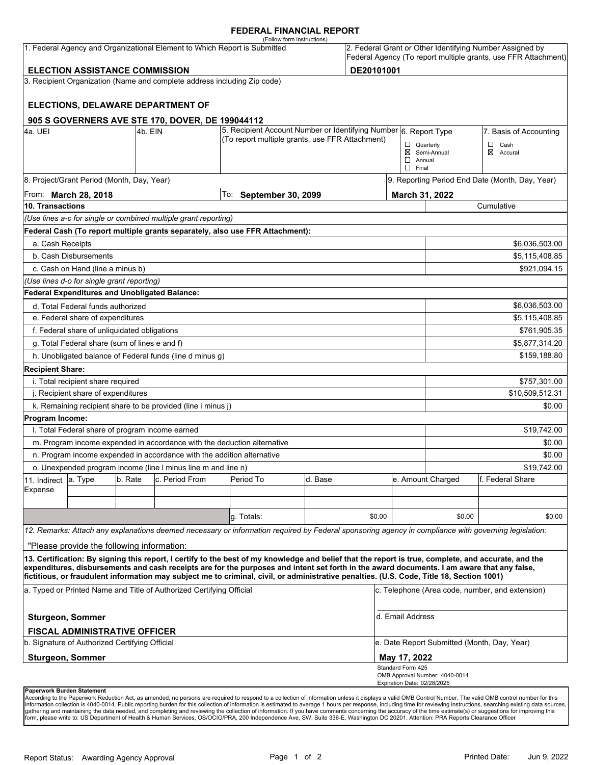# FEDERAL FINANCIAL REPORT

(Follow form instructions)

| 1. Federal Agency and Organizational Element to Which Report is Submitted | 2. Federal Grant or Other Identifying Number Assigned by Federal Agency (To report multiple grants, use FFR Attachment) |
|---|---|
| **ELECTION ASSISTANCE COMMISSION** | **DE20101001** |

3. Recipient Organization (Name and complete address including Zip code)

**ELECTIONS, DELAWARE DEPARTMENT OF**

**905 S GOVERNERS AVE STE 170, DOVER, DE 199044112**

| 4a. UEI | 4b. EIN | 5. Recipient Account Number or Identifying Number (To report multiple grants, use FFR Attachment) | 6. Report Type | 7. Basis of Accounting |
|---|---|---|---|---|
| | | | ☐ Quarterly<br>☒ Semi-Annual<br>☐ Annual<br>☐ Final | ☐ Cash<br>☒ Accural |

| 8. Project/Grant Period (Month, Day, Year) | | 9. Reporting Period End Date (Month, Day, Year) |
|---|---|---|
| From: **March 28, 2018** | To: **September 30, 2099** | **March 31, 2022** |

| 10. Transactions | Cumulative |
|---|---|
| *(Use lines a-c for single or combined multiple grant reporting)* | |
| **Federal Cash (To report multiple grants separately, also use FFR Attachment):** | |
| a. Cash Receipts | $6,036,503.00 |
| b. Cash Disbursements | $5,115,408.85 |
| c. Cash on Hand (line a minus b) | $921,094.15 |
| *(Use lines d-o for single grant reporting)* | |
| **Federal Expenditures and Unobligated Balance:** | |
| d. Total Federal funds authorized | $6,036,503.00 |
| e. Federal share of expenditures | $5,115,408.85 |
| f. Federal share of unliquidated obligations | $761,905.35 |
| g. Total Federal share (sum of lines e and f) | $5,877,314.20 |
| h. Unobligated balance of Federal funds (line d minus g) | $159,188.80 |
| **Recipient Share:** | |
| i. Total recipient share required | $757,301.00 |
| j. Recipient share of expenditures | $10,509,512.31 |
| k. Remaining recipient share to be provided (line i minus j) | $0.00 |
| **Program Income:** | |
| l. Total Federal share of program income earned | $19,742.00 |
| m. Program income expended in accordance with the deduction alternative | $0.00 |
| n. Program income expended in accordance with the addition alternative | $0.00 |
| o. Unexpended program income (line l minus line m and line n) | $19,742.00 |

| 11. Indirect Expense | a. Type | b. Rate | c. Period From | Period To | d. Base | e. Amount Charged | f. Federal Share |
|---|---|---|---|---|---|---|---|
| | | | | | | | |
| | | | | | | | |
| | | | | g. Totals: | $0.00 | $0.00 | $0.00 |

*12. Remarks: Attach any explanations deemed necessary or information required by Federal sponsoring agency in compliance with governing legislation:*

"Please provide the following information:

**13. Certification: By signing this report, I certify to the best of my knowledge and belief that the report is true, complete, and accurate, and the expenditures, disbursements and cash receipts are for the purposes and intent set forth in the award documents. I am aware that any false, fictitious, or fraudulent information may subject me to criminal, civil, or administrative penalties. (U.S. Code, Title 18, Section 1001)**

| a. Typed or Printed Name and Title of Authorized Certifying Official | c. Telephone (Area code, number, and extension) |
|---|---|
| **Sturgeon, Sommer**<br>**FISCAL ADMINISTRATIVE OFFICER** | d. Email Address |
| b. Signature of Authorized Certifying Official | e. Date Report Submitted (Month, Day, Year) |
| **Sturgeon, Sommer** | **May 17, 2022** |

Standard Form 425
OMB Approval Number: 4040-0014
Expiration Date: 02/28/2025

**Paperwork Burden Statement**

According to the Paperwork Reduction Act, as amended, no persons are required to respond to a collection of information unless it displays a valid OMB Control Number. The valid OMB control number for this information collection is 4040-0014. Public reporting burden for this collection of information is estimated to average 1 hours per response, including time for reviewing instructions, searching existing data sources, gathering and maintaining the data needed, and completing and reviewing the collection of information. If you have comments concerning the accuracy of the time estimate(s) or suggestions for improving this form, please write to: US Department of Health & Human Services, OS/OCIO/PRA, 200 Independence Ave, SW, Suite 336-E, Washington DC 20201. Attention: PRA Reports Clearance Officer

Report Status: Awarding Agency Approval

Printed Date: Jun 9, 2022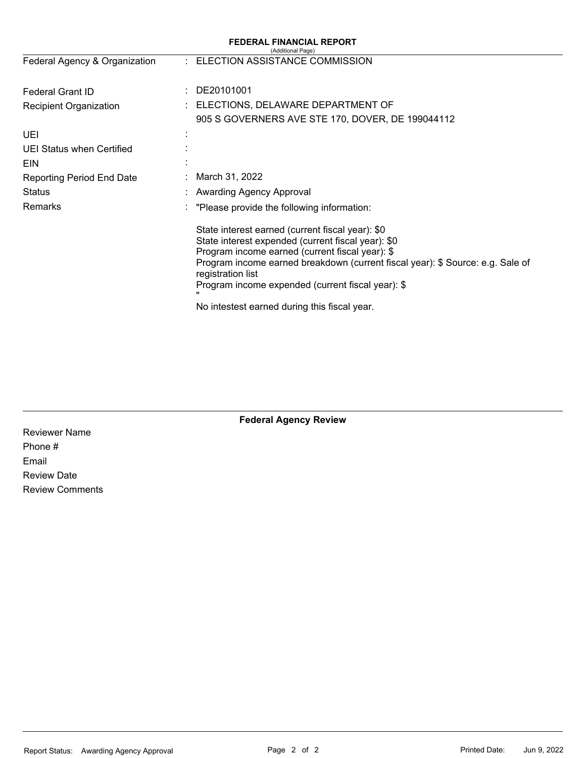# FEDERAL FINANCIAL REPORT

(Additional Page)

| | | |
|---|---|---|
| Federal Agency & Organization | : | ELECTION ASSISTANCE COMMISSION |
| Federal Grant ID | : | DE20101001 |
| Recipient Organization | : | ELECTIONS, DELAWARE DEPARTMENT OF<br>905 S GOVERNERS AVE STE 170, DOVER, DE 199044112 |
| UEI | : | |
| UEI Status when Certified | : | |
| EIN | : | |
| Reporting Period End Date | : | March 31, 2022 |
| Status | : | Awarding Agency Approval |
| Remarks | : | "Please provide the following information: |

State interest earned (current fiscal year): $0
State interest expended (current fiscal year): $0
Program income earned (current fiscal year): $
Program income earned breakdown (current fiscal year): $ Source: e.g. Sale of registration list
Program income expended (current fiscal year): $
"

No intestest earned during this fiscal year.

## Federal Agency Review

Reviewer Name

Phone #

Email

Review Date

Review Comments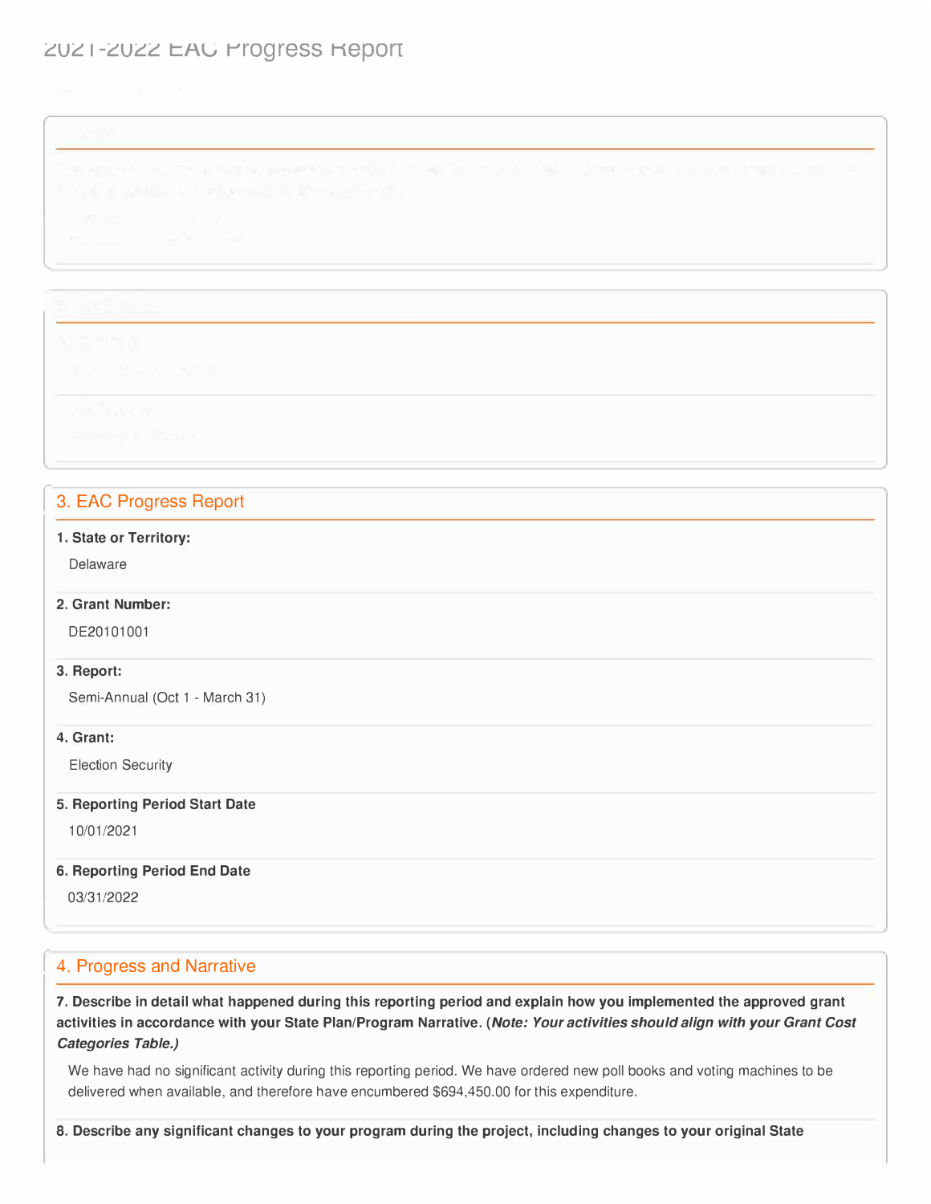## 2021-2022 EAC Progress Report

### 3. EAC Progress Report

**1. State or Territory:**

Delaware

**2. Grant Number:**

DE20101001

**3. Report:**

Semi-Annual (Oct 1 - March 31)

**4. Grant:**

Election Security

**5. Reporting Period Start Date**

10/01/2021

**6. Reporting Period End Date**

03/31/2022

### 4. Progress and Narrative

**7. Describe in detail what happened during this reporting period and explain how you implemented the approved grant activities in accordance with your State Plan/Program Narrative. (*Note: Your activities should align with your Grant Cost Categories Table.)***

We have had no significant activity during this reporting period. We have ordered new poll books and voting machines to be delivered when available, and therefore have encumbered $694,450.00 for this expenditure.

**8. Describe any significant changes to your program during the project, including changes to your original State**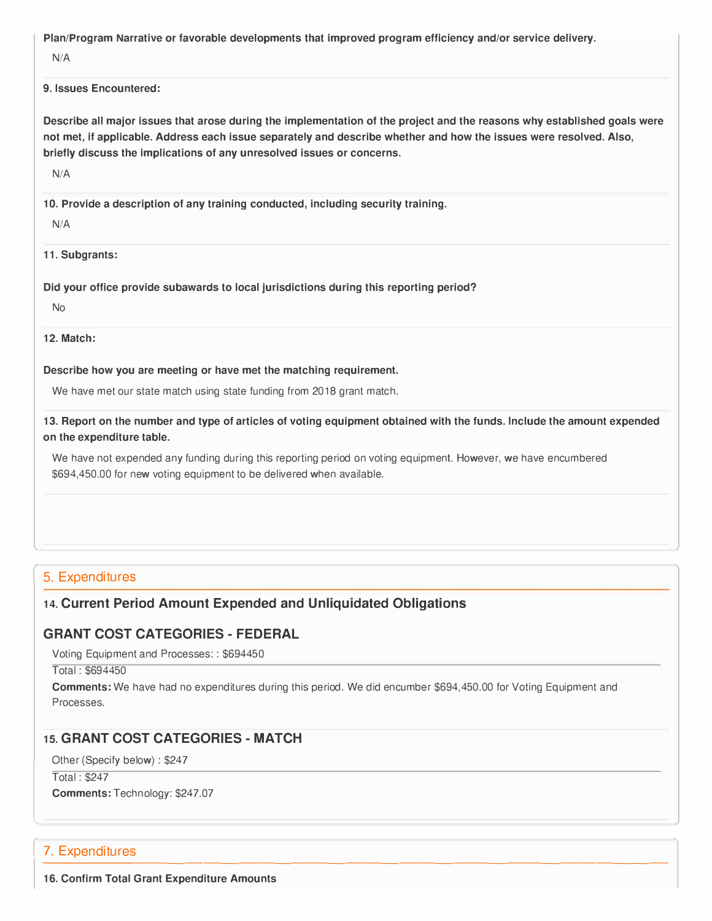**Plan/Program Narrative or favorable developments that improved program efficiency and/or service delivery.**

N/A

**9. Issues Encountered:**

**Describe all major issues that arose during the implementation of the project and the reasons why established goals were not met, if applicable. Address each issue separately and describe whether and how the issues were resolved. Also, briefly discuss the implications of any unresolved issues or concerns.**

N/A

**10. Provide a description of any training conducted, including security training.**

N/A

**11. Subgrants:**

**Did your office provide subawards to local jurisdictions during this reporting period?**

No

**12. Match:**

**Describe how you are meeting or have met the matching requirement.**

We have met our state match using state funding from 2018 grant match.

**13. Report on the number and type of articles of voting equipment obtained with the funds. Include the amount expended on the expenditure table.**

We have not expended any funding during this reporting period on voting equipment. However, we have encumbered $694,450.00 for new voting equipment to be delivered when available.

## 5. Expenditures

### 14. Current Period Amount Expended and Unliquidated Obligations

### GRANT COST CATEGORIES - FEDERAL

Voting Equipment and Processes: : $694450

Total : $694450

**Comments:** We have had no expenditures during this period. We did encumber $694,450.00 for Voting Equipment and Processes.

### 15. GRANT COST CATEGORIES - MATCH

Other (Specify below) : $247

Total : $247

**Comments:** Technology: $247.07

## 7. Expenditures

**16. Confirm Total Grant Expenditure Amounts**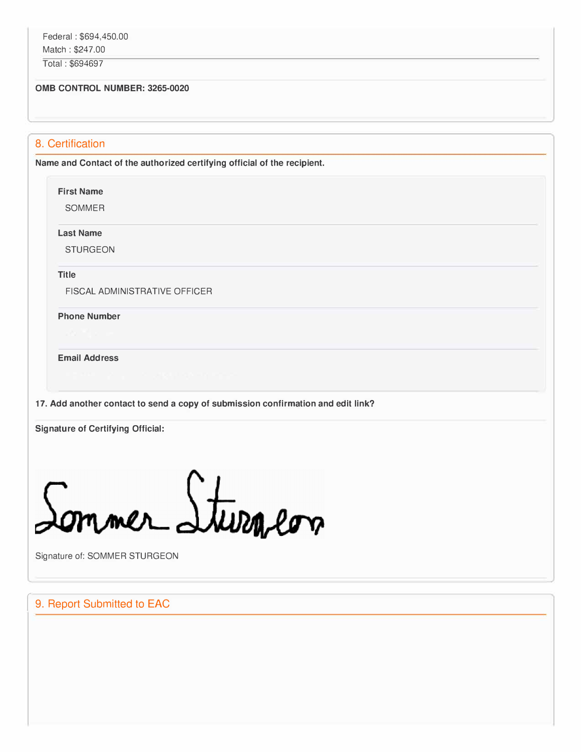Federal : $694,450.00
Match : $247.00
Total : $694697

**OMB CONTROL NUMBER: 3265-0020**

## 8. Certification

**Name and Contact of the authorized certifying official of the recipient.**

**First Name**
SOMMER

**Last Name**
STURGEON

**Title**
FISCAL ADMINISTRATIVE OFFICER

**Phone Number**

**Email Address**

**17. Add another contact to send a copy of submission confirmation and edit link?**

**Signature of Certifying Official:**

Signature of: SOMMER STURGEON

## 9. Report Submitted to EAC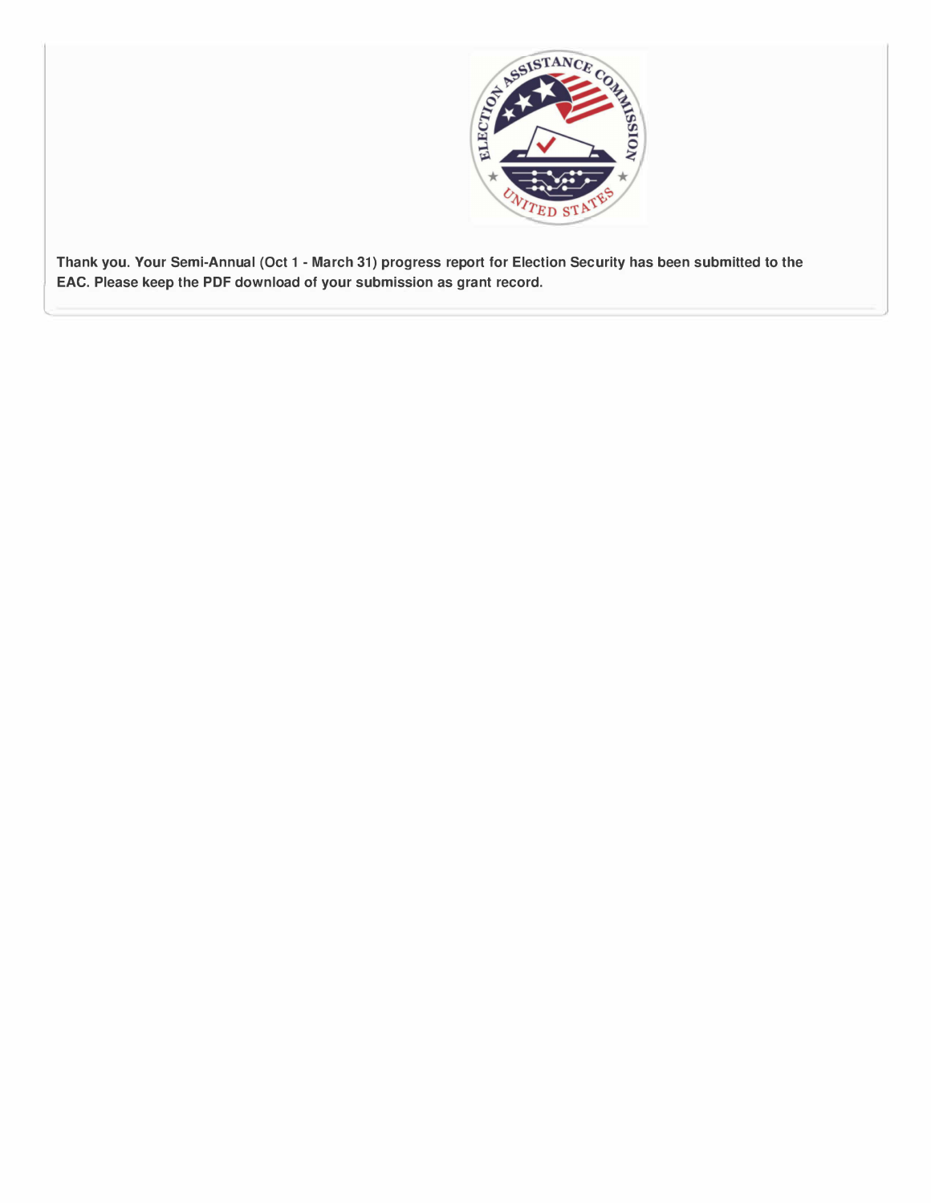**Thank you. Your Semi-Annual (Oct 1 - March 31) progress report for Election Security has been submitted to the EAC. Please keep the PDF download of your submission as grant record.**